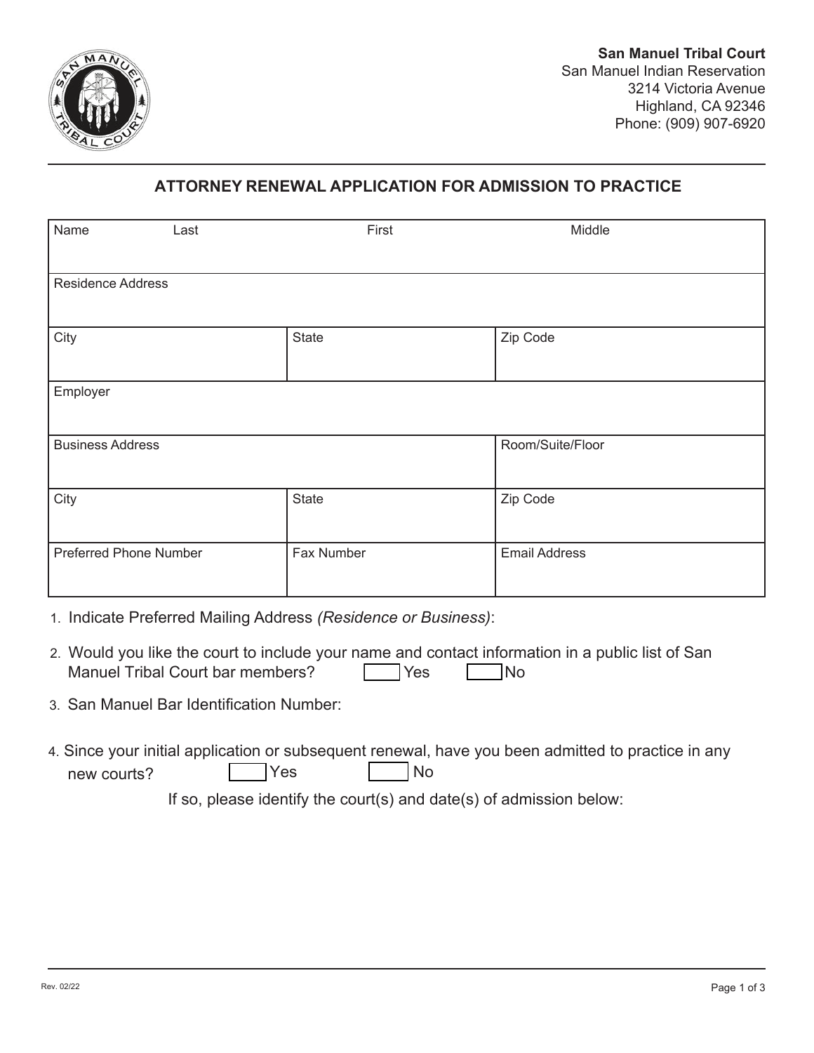**San Manuel Tribal Court**
San Manuel Indian Reservation
3214 Victoria Avenue
Highland, CA 92346
Phone: (909) 907-6920

## ATTORNEY RENEWAL APPLICATION FOR ADMISSION TO PRACTICE

| Name Last | First | Middle |
|---|---|---|
| Residence Address | | |
| City | State | Zip Code |
| Employer | | |
| Business Address | | Room/Suite/Floor |
| City | State | Zip Code |
| Preferred Phone Number | Fax Number | Email Address |

1. Indicate Preferred Mailing Address *(Residence or Business)*:
2. Would you like the court to include your name and contact information in a public list of San Manuel Tribal Court bar members? ☐ Yes ☐ No
3. San Manuel Bar Identification Number:
4. Since your initial application or subsequent renewal, have you been admitted to practice in any new courts? ☐ Yes ☐ No

   If so, please identify the court(s) and date(s) of admission below:

Rev. 02/22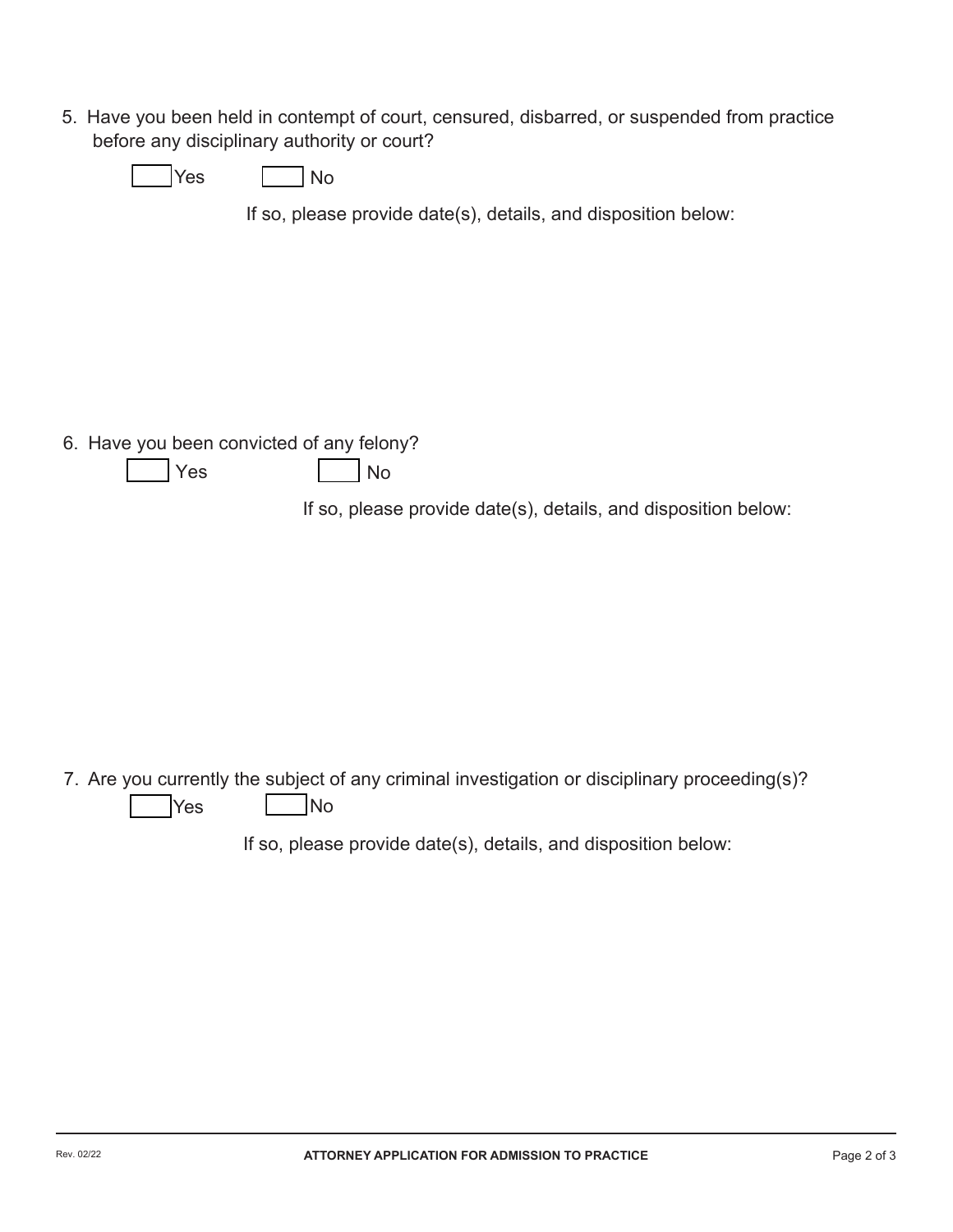5. Have you been held in contempt of court, censured, disbarred, or suspended from practice before any disciplinary authority or court?

☐ Yes ☐ No

If so, please provide date(s), details, and disposition below:

6. Have you been convicted of any felony?

☐ Yes ☐ No

If so, please provide date(s), details, and disposition below:

7. Are you currently the subject of any criminal investigation or disciplinary proceeding(s)?

☐ Yes ☐ No

If so, please provide date(s), details, and disposition below: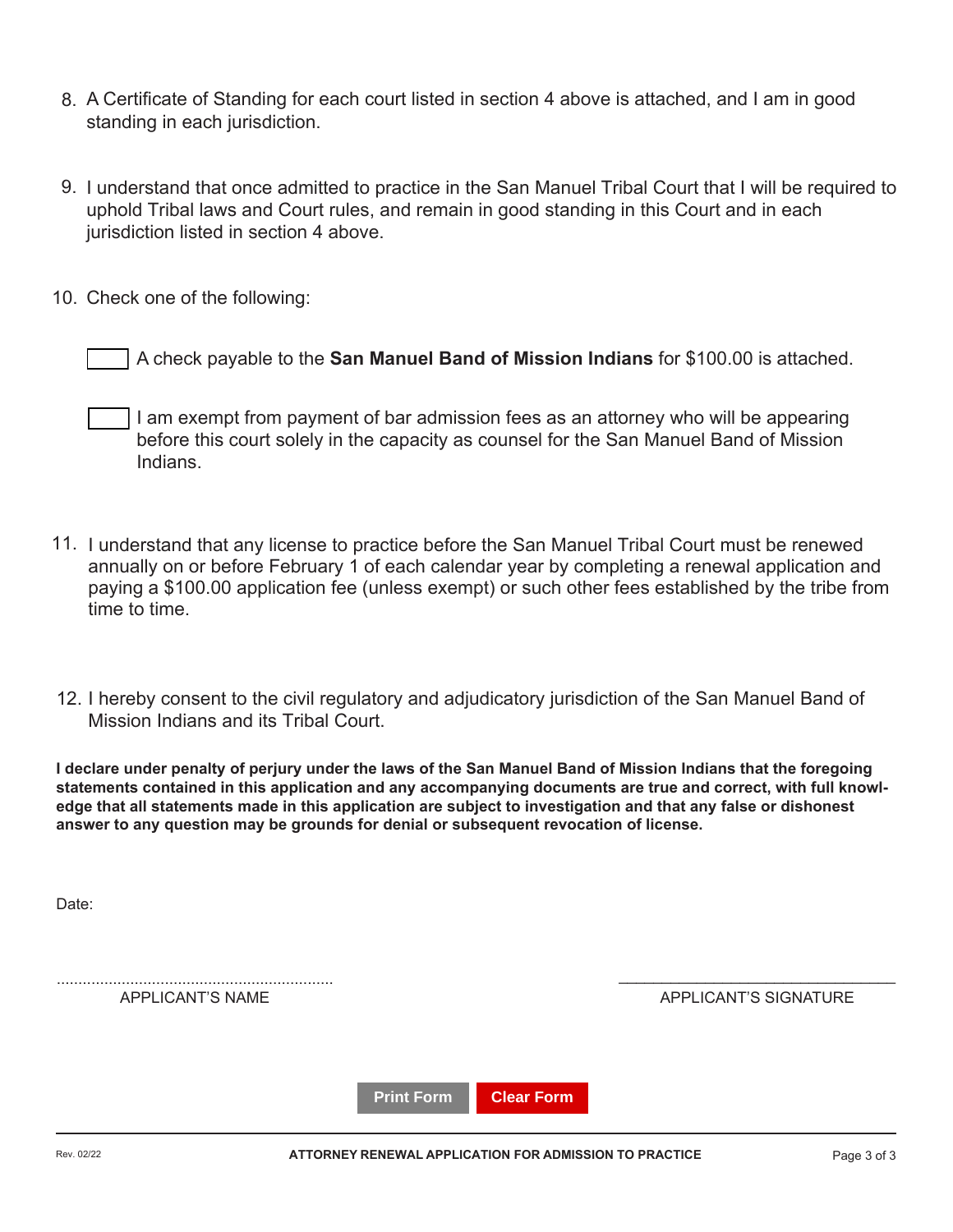8. A Certificate of Standing for each court listed in section 4 above is attached, and I am in good standing in each jurisdiction.

9. I understand that once admitted to practice in the San Manuel Tribal Court that I will be required to uphold Tribal laws and Court rules, and remain in good standing in this Court and in each jurisdiction listed in section 4 above.

10. Check one of the following:

    ☐ A check payable to the **San Manuel Band of Mission Indians** for $100.00 is attached.

    ☐ I am exempt from payment of bar admission fees as an attorney who will be appearing before this court solely in the capacity as counsel for the San Manuel Band of Mission Indians.

11. I understand that any license to practice before the San Manuel Tribal Court must be renewed annually on or before February 1 of each calendar year by completing a renewal application and paying a $100.00 application fee (unless exempt) or such other fees established by the tribe from time to time.

12. I hereby consent to the civil regulatory and adjudicatory jurisdiction of the San Manuel Band of Mission Indians and its Tribal Court.

**I declare under penalty of perjury under the laws of the San Manuel Band of Mission Indians that the foregoing statements contained in this application and any accompanying documents are true and correct, with full knowledge that all statements made in this application are subject to investigation and that any false or dishonest answer to any question may be grounds for denial or subsequent revocation of license.**

Date:

...............................................................
APPLICANT'S NAME

_________________________________
APPLICANT'S SIGNATURE

Print Form | Clear Form

Rev. 02/22

ATTORNEY RENEWAL APPLICATION FOR ADMISSION TO PRACTICE